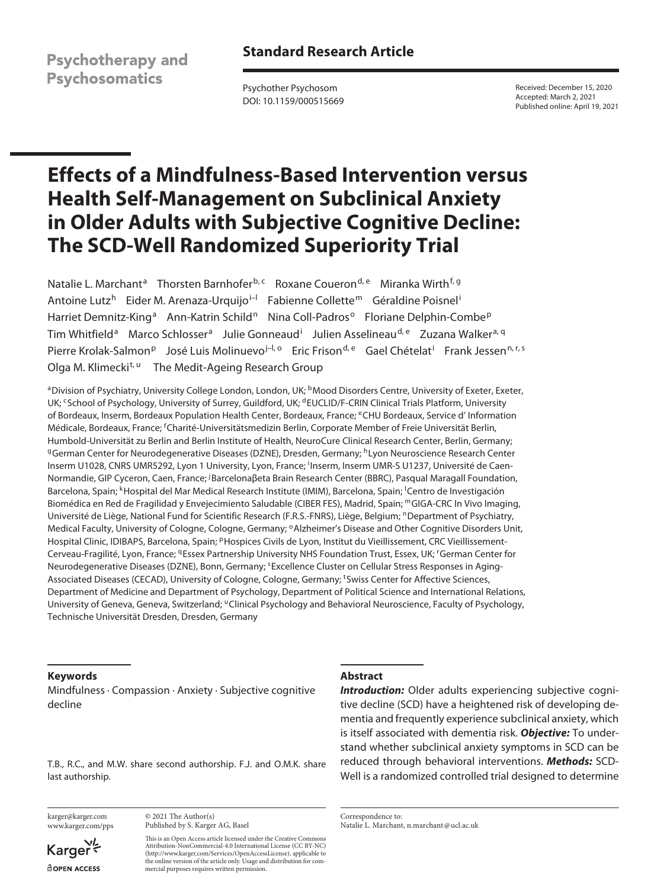Psychotherapy and Psychosomatics

**Standard Research Article**

Psychother Psychosom
DOI: 10.1159/000515669

Received: December 15, 2020
Accepted: March 2, 2021
Published online: April 19, 2021

# Effects of a Mindfulness-Based Intervention versus Health Self-Management on Subclinical Anxiety in Older Adults with Subjective Cognitive Decline: The SCD-Well Randomized Superiority Trial

Natalie L. Marchant[a] Thorsten Barnhofer[b, c] Roxane Coueron[d, e] Miranka Wirth[f, g] Antoine Lutz[h] Eider M. Arenaza-Urquijo[i–l] Fabienne Collette[m] Géraldine Poisnel[i] Harriet Demnitz-King[a] Ann-Katrin Schild[n] Nina Coll-Padros[o] Floriane Delphin-Combe[p] Tim Whitfield[a] Marco Schlosser[a] Julie Gonneaud[i] Julien Asselineau[d, e] Zuzana Walker[a, q] Pierre Krolak-Salmon[p] José Luis Molinuevo[j–l, o] Eric Frison[d, e] Gael Chételat[i] Frank Jessen[n, r, s] Olga M. Klimecki[t, u] The Medit-Ageing Research Group

[a]Division of Psychiatry, University College London, London, UK; [b]Mood Disorders Centre, University of Exeter, Exeter, UK; [c]School of Psychology, University of Surrey, Guildford, UK; [d]EUCLID/F-CRIN Clinical Trials Platform, University of Bordeaux, Inserm, Bordeaux Population Health Center, Bordeaux, France; [e]CHU Bordeaux, Service d' Information Médicale, Bordeaux, France; [f]Charité-Universitätsmedizin Berlin, Corporate Member of Freie Universität Berlin, Humbold-Universität zu Berlin and Berlin Institute of Health, NeuroCure Clinical Research Center, Berlin, Germany; [g]German Center for Neurodegenerative Diseases (DZNE), Dresden, Germany; [h]Lyon Neuroscience Research Center Inserm U1028, CNRS UMR5292, Lyon 1 University, Lyon, France; [i]Inserm, Inserm UMR-S U1237, Université de Caen-Normandie, GIP Cyceron, Caen, France; [j]Barcelonaβeta Brain Research Center (BBRC), Pasqual Maragall Foundation, Barcelona, Spain; [k]Hospital del Mar Medical Research Institute (IMIM), Barcelona, Spain; [l]Centro de Investigación Biomédica en Red de Fragilidad y Envejecimiento Saludable (CIBER FES), Madrid, Spain; [m]GIGA-CRC In Vivo Imaging, Université de Liège, National Fund for Scientific Research (F.R.S.-FNRS), Liège, Belgium; [n]Department of Psychiatry, Medical Faculty, University of Cologne, Cologne, Germany; [o]Alzheimer's Disease and Other Cognitive Disorders Unit, Hospital Clinic, IDIBAPS, Barcelona, Spain; [p]Hospices Civils de Lyon, Institut du Vieillissement, CRC Vieillissement-Cerveau-Fragilité, Lyon, France; [q]Essex Partnership University NHS Foundation Trust, Essex, UK; [r]German Center for Neurodegenerative Diseases (DZNE), Bonn, Germany; [s]Excellence Cluster on Cellular Stress Responses in Aging-Associated Diseases (CECAD), University of Cologne, Cologne, Germany; [t]Swiss Center for Affective Sciences, Department of Medicine and Department of Psychology, Department of Political Science and International Relations, University of Geneva, Geneva, Switzerland; [u]Clinical Psychology and Behavioral Neuroscience, Faculty of Psychology, Technische Universität Dresden, Dresden, Germany

## Keywords

Mindfulness · Compassion · Anxiety · Subjective cognitive decline

T.B., R.C., and M.W. share second authorship. F.J. and O.M.K. share last authorship.

## Abstract

***Introduction:*** Older adults experiencing subjective cognitive decline (SCD) have a heightened risk of developing dementia and frequently experience subclinical anxiety, which is itself associated with dementia risk. ***Objective:*** To understand whether subclinical anxiety symptoms in SCD can be reduced through behavioral interventions. ***Methods:*** SCD-Well is a randomized controlled trial designed to determine

karger@karger.com
www.karger.com/pps

© 2021 The Author(s)
Published by S. Karger AG, Basel

This is an Open Access article licensed under the Creative Commons Attribution-NonCommercial-4.0 International License (CC BY-NC) (http://www.karger.com/Services/OpenAccessLicense), applicable to the online version of the article only. Usage and distribution for commercial purposes requires written permission.

Correspondence to:
Natalie L. Marchant, n.marchant@ucl.ac.uk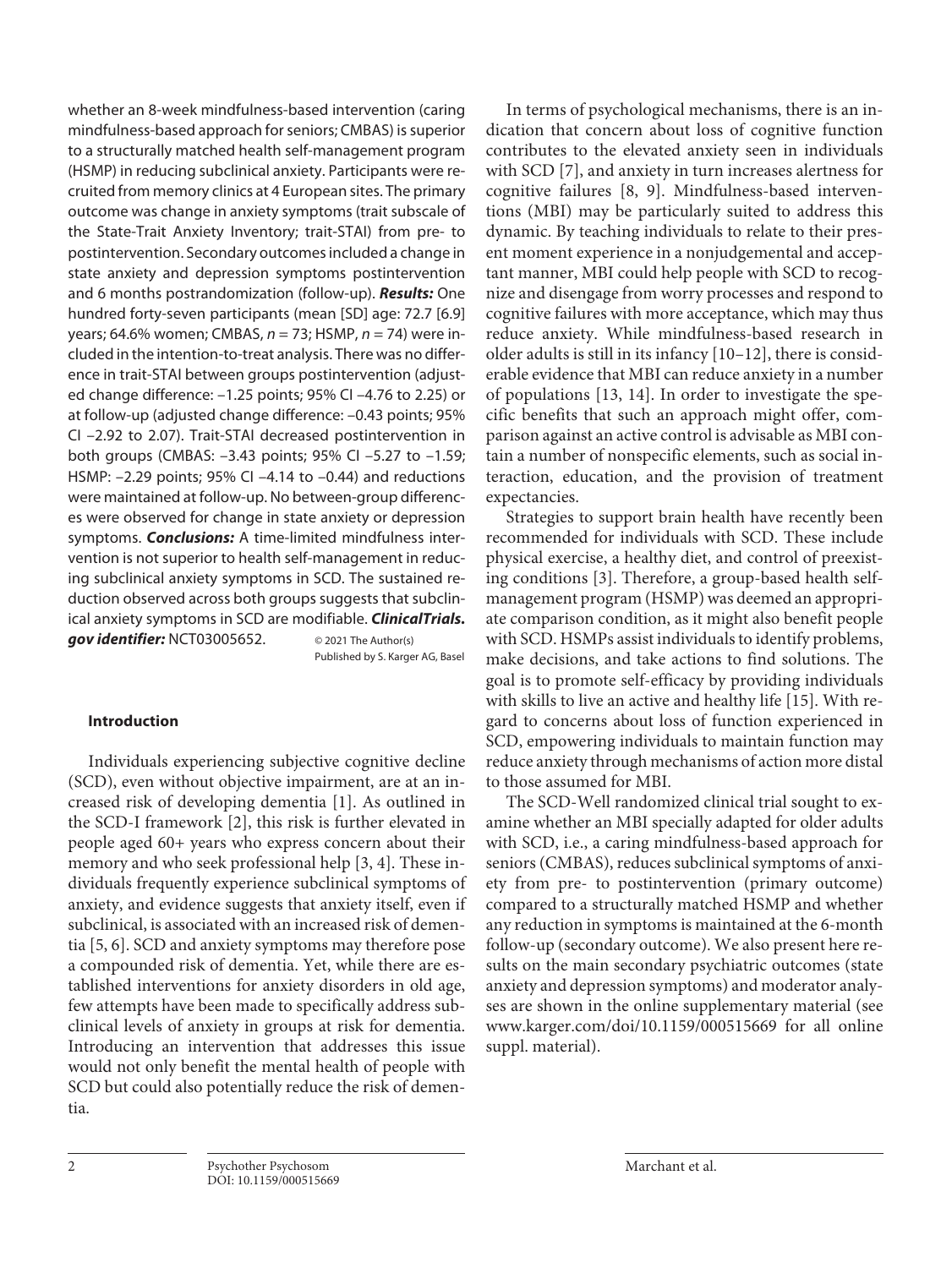whether an 8-week mindfulness-based intervention (caring mindfulness-based approach for seniors; CMBAS) is superior to a structurally matched health self-management program (HSMP) in reducing subclinical anxiety. Participants were recruited from memory clinics at 4 European sites. The primary outcome was change in anxiety symptoms (trait subscale of the State-Trait Anxiety Inventory; trait-STAI) from pre- to postintervention. Secondary outcomes included a change in state anxiety and depression symptoms postintervention and 6 months postrandomization (follow-up). ***Results:*** One hundred forty-seven participants (mean [SD] age: 72.7 [6.9] years; 64.6% women; CMBAS, *n* = 73; HSMP, *n* = 74) were included in the intention-to-treat analysis. There was no difference in trait-STAI between groups postintervention (adjusted change difference: –1.25 points; 95% CI –4.76 to 2.25) or at follow-up (adjusted change difference: –0.43 points; 95% CI –2.92 to 2.07). Trait-STAI decreased postintervention in both groups (CMBAS: –3.43 points; 95% CI –5.27 to –1.59; HSMP: –2.29 points; 95% CI –4.14 to –0.44) and reductions were maintained at follow-up. No between-group differences were observed for change in state anxiety or depression symptoms. ***Conclusions:*** A time-limited mindfulness intervention is not superior to health self-management in reducing subclinical anxiety symptoms in SCD. The sustained reduction observed across both groups suggests that subclinical anxiety symptoms in SCD are modifiable. ***ClinicalTrials.gov identifier:*** NCT03005652.

© 2021 The Author(s)
Published by S. Karger AG, Basel

## Introduction

Individuals experiencing subjective cognitive decline (SCD), even without objective impairment, are at an increased risk of developing dementia [1]. As outlined in the SCD-I framework [2], this risk is further elevated in people aged 60+ years who express concern about their memory and who seek professional help [3, 4]. These individuals frequently experience subclinical symptoms of anxiety, and evidence suggests that anxiety itself, even if subclinical, is associated with an increased risk of dementia [5, 6]. SCD and anxiety symptoms may therefore pose a compounded risk of dementia. Yet, while there are established interventions for anxiety disorders in old age, few attempts have been made to specifically address subclinical levels of anxiety in groups at risk for dementia. Introducing an intervention that addresses this issue would not only benefit the mental health of people with SCD but could also potentially reduce the risk of dementia.

In terms of psychological mechanisms, there is an indication that concern about loss of cognitive function contributes to the elevated anxiety seen in individuals with SCD [7], and anxiety in turn increases alertness for cognitive failures [8, 9]. Mindfulness-based interventions (MBI) may be particularly suited to address this dynamic. By teaching individuals to relate to their present moment experience in a nonjudgemental and acceptant manner, MBI could help people with SCD to recognize and disengage from worry processes and respond to cognitive failures with more acceptance, which may thus reduce anxiety. While mindfulness-based research in older adults is still in its infancy [10–12], there is considerable evidence that MBI can reduce anxiety in a number of populations [13, 14]. In order to investigate the specific benefits that such an approach might offer, comparison against an active control is advisable as MBI contain a number of nonspecific elements, such as social interaction, education, and the provision of treatment expectancies.

Strategies to support brain health have recently been recommended for individuals with SCD. These include physical exercise, a healthy diet, and control of preexisting conditions [3]. Therefore, a group-based health self-management program (HSMP) was deemed an appropriate comparison condition, as it might also benefit people with SCD. HSMPs assist individuals to identify problems, make decisions, and take actions to find solutions. The goal is to promote self-efficacy by providing individuals with skills to live an active and healthy life [15]. With regard to concerns about loss of function experienced in SCD, empowering individuals to maintain function may reduce anxiety through mechanisms of action more distal to those assumed for MBI.

The SCD-Well randomized clinical trial sought to examine whether an MBI specially adapted for older adults with SCD, i.e., a caring mindfulness-based approach for seniors (CMBAS), reduces subclinical symptoms of anxiety from pre- to postintervention (primary outcome) compared to a structurally matched HSMP and whether any reduction in symptoms is maintained at the 6-month follow-up (secondary outcome). We also present here results on the main secondary psychiatric outcomes (state anxiety and depression symptoms) and moderator analyses are shown in the online supplementary material (see www.karger.com/doi/10.1159/000515669 for all online suppl. material).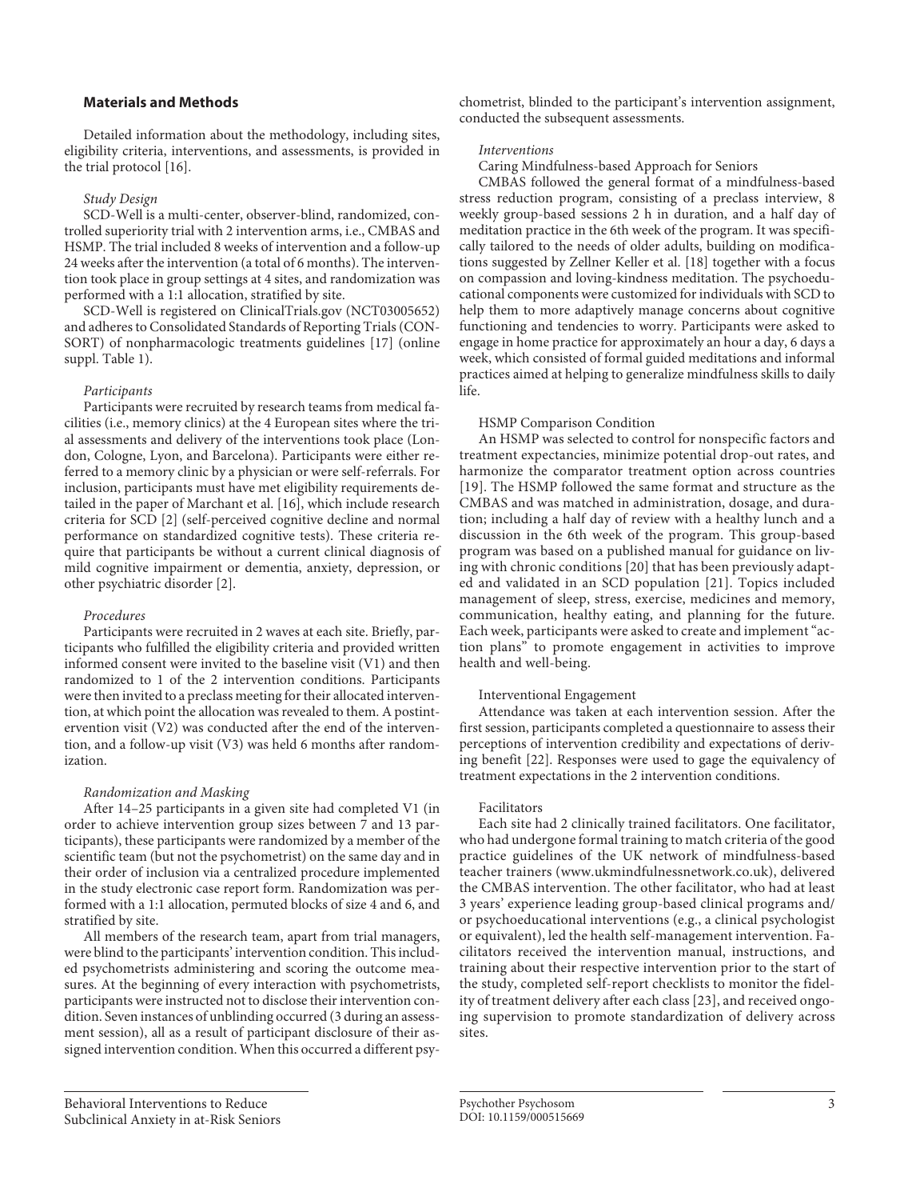## Materials and Methods

Detailed information about the methodology, including sites, eligibility criteria, interventions, and assessments, is provided in the trial protocol [16].

### *Study Design*

SCD-Well is a multi-center, observer-blind, randomized, controlled superiority trial with 2 intervention arms, i.e., CMBAS and HSMP. The trial included 8 weeks of intervention and a follow-up 24 weeks after the intervention (a total of 6 months). The intervention took place in group settings at 4 sites, and randomization was performed with a 1:1 allocation, stratified by site.

SCD-Well is registered on ClinicalTrials.gov (NCT03005652) and adheres to Consolidated Standards of Reporting Trials (CONSORT) of nonpharmacologic treatments guidelines [17] (online suppl. Table 1).

### *Participants*

Participants were recruited by research teams from medical facilities (i.e., memory clinics) at the 4 European sites where the trial assessments and delivery of the interventions took place (London, Cologne, Lyon, and Barcelona). Participants were either referred to a memory clinic by a physician or were self-referrals. For inclusion, participants must have met eligibility requirements detailed in the paper of Marchant et al. [16], which include research criteria for SCD [2] (self-perceived cognitive decline and normal performance on standardized cognitive tests). These criteria require that participants be without a current clinical diagnosis of mild cognitive impairment or dementia, anxiety, depression, or other psychiatric disorder [2].

### *Procedures*

Participants were recruited in 2 waves at each site. Briefly, participants who fulfilled the eligibility criteria and provided written informed consent were invited to the baseline visit (V1) and then randomized to 1 of the 2 intervention conditions. Participants were then invited to a preclass meeting for their allocated intervention, at which point the allocation was revealed to them. A postintervention visit (V2) was conducted after the end of the intervention, and a follow-up visit (V3) was held 6 months after randomization.

### *Randomization and Masking*

After 14–25 participants in a given site had completed V1 (in order to achieve intervention group sizes between 7 and 13 participants), these participants were randomized by a member of the scientific team (but not the psychometrist) on the same day and in their order of inclusion via a centralized procedure implemented in the study electronic case report form. Randomization was performed with a 1:1 allocation, permuted blocks of size 4 and 6, and stratified by site.

All members of the research team, apart from trial managers, were blind to the participants' intervention condition. This included psychometrists administering and scoring the outcome measures. At the beginning of every interaction with psychometrists, participants were instructed not to disclose their intervention condition. Seven instances of unblinding occurred (3 during an assessment session), all as a result of participant disclosure of their assigned intervention condition. When this occurred a different psychometrist, blinded to the participant's intervention assignment, conducted the subsequent assessments.

### *Interventions*

Caring Mindfulness-based Approach for Seniors

CMBAS followed the general format of a mindfulness-based stress reduction program, consisting of a preclass interview, 8 weekly group-based sessions 2 h in duration, and a half day of meditation practice in the 6th week of the program. It was specifically tailored to the needs of older adults, building on modifications suggested by Zellner Keller et al. [18] together with a focus on compassion and loving-kindness meditation. The psychoeducational components were customized for individuals with SCD to help them to more adaptively manage concerns about cognitive functioning and tendencies to worry. Participants were asked to engage in home practice for approximately an hour a day, 6 days a week, which consisted of formal guided meditations and informal practices aimed at helping to generalize mindfulness skills to daily life.

HSMP Comparison Condition

An HSMP was selected to control for nonspecific factors and treatment expectancies, minimize potential drop-out rates, and harmonize the comparator treatment option across countries [19]. The HSMP followed the same format and structure as the CMBAS and was matched in administration, dosage, and duration; including a half day of review with a healthy lunch and a discussion in the 6th week of the program. This group-based program was based on a published manual for guidance on living with chronic conditions [20] that has been previously adapted and validated in an SCD population [21]. Topics included management of sleep, stress, exercise, medicines and memory, communication, healthy eating, and planning for the future. Each week, participants were asked to create and implement "action plans" to promote engagement in activities to improve health and well-being.

Interventional Engagement

Attendance was taken at each intervention session. After the first session, participants completed a questionnaire to assess their perceptions of intervention credibility and expectations of deriving benefit [22]. Responses were used to gage the equivalency of treatment expectations in the 2 intervention conditions.

Facilitators

Each site had 2 clinically trained facilitators. One facilitator, who had undergone formal training to match criteria of the good practice guidelines of the UK network of mindfulness-based teacher trainers (www.ukmindfulnessnetwork.co.uk), delivered the CMBAS intervention. The other facilitator, who had at least 3 years' experience leading group-based clinical programs and/or psychoeducational interventions (e.g., a clinical psychologist or equivalent), led the health self-management intervention. Facilitators received the intervention manual, instructions, and training about their respective intervention prior to the start of the study, completed self-report checklists to monitor the fidelity of treatment delivery after each class [23], and received ongoing supervision to promote standardization of delivery across sites.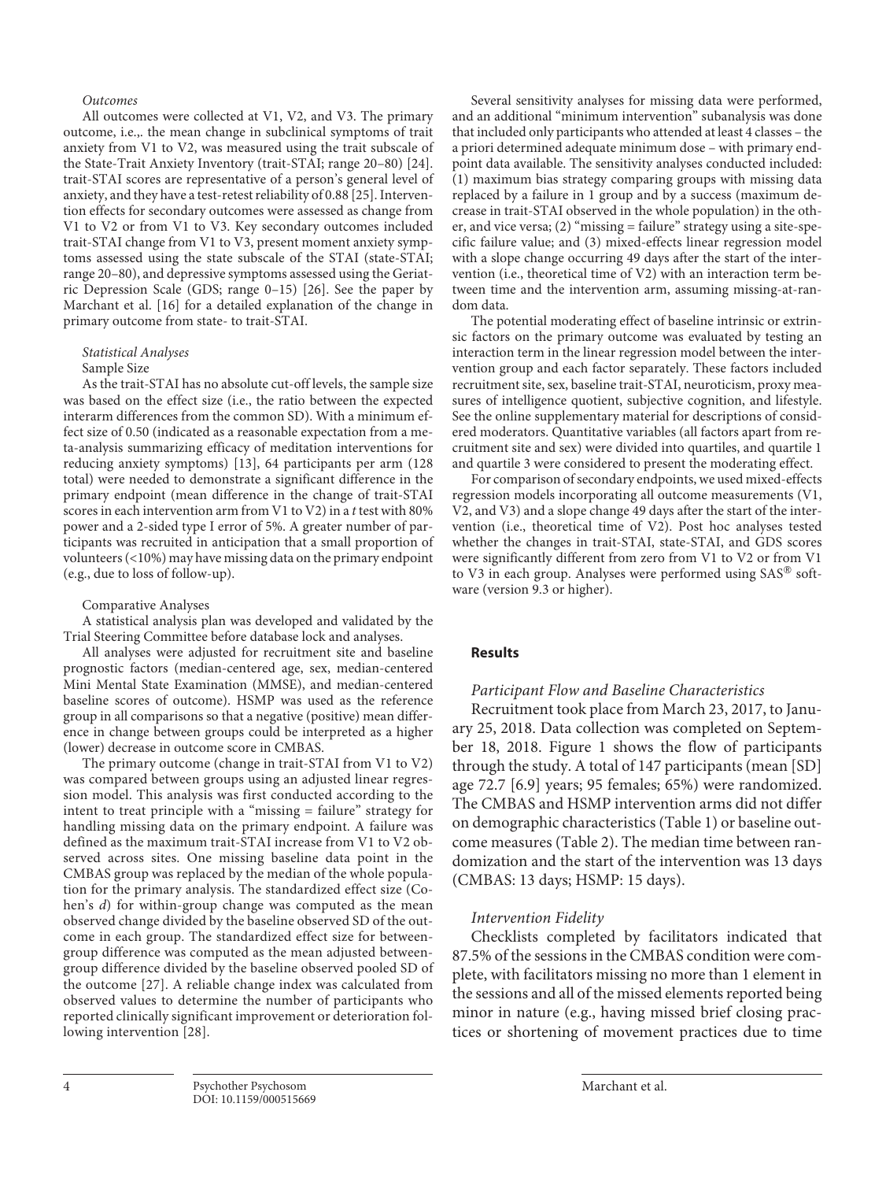*Outcomes*

All outcomes were collected at V1, V2, and V3. The primary outcome, i.e.,. the mean change in subclinical symptoms of trait anxiety from V1 to V2, was measured using the trait subscale of the State-Trait Anxiety Inventory (trait-STAI; range 20–80) [24]. trait-STAI scores are representative of a person's general level of anxiety, and they have a test-retest reliability of 0.88 [25]. Intervention effects for secondary outcomes were assessed as change from V1 to V2 or from V1 to V3. Key secondary outcomes included trait-STAI change from V1 to V3, present moment anxiety symptoms assessed using the state subscale of the STAI (state-STAI; range 20–80), and depressive symptoms assessed using the Geriatric Depression Scale (GDS; range 0–15) [26]. See the paper by Marchant et al. [16] for a detailed explanation of the change in primary outcome from state- to trait-STAI.

*Statistical Analyses*

Sample Size

As the trait-STAI has no absolute cut-off levels, the sample size was based on the effect size (i.e., the ratio between the expected interarm differences from the common SD). With a minimum effect size of 0.50 (indicated as a reasonable expectation from a meta-analysis summarizing efficacy of meditation interventions for reducing anxiety symptoms) [13], 64 participants per arm (128 total) were needed to demonstrate a significant difference in the primary endpoint (mean difference in the change of trait-STAI scores in each intervention arm from V1 to V2) in a *t* test with 80% power and a 2-sided type I error of 5%. A greater number of participants was recruited in anticipation that a small proportion of volunteers (<10%) may have missing data on the primary endpoint (e.g., due to loss of follow-up).

Comparative Analyses

A statistical analysis plan was developed and validated by the Trial Steering Committee before database lock and analyses.

All analyses were adjusted for recruitment site and baseline prognostic factors (median-centered age, sex, median-centered Mini Mental State Examination (MMSE), and median-centered baseline scores of outcome). HSMP was used as the reference group in all comparisons so that a negative (positive) mean difference in change between groups could be interpreted as a higher (lower) decrease in outcome score in CMBAS.

The primary outcome (change in trait-STAI from V1 to V2) was compared between groups using an adjusted linear regression model. This analysis was first conducted according to the intent to treat principle with a "missing = failure" strategy for handling missing data on the primary endpoint. A failure was defined as the maximum trait-STAI increase from V1 to V2 observed across sites. One missing baseline data point in the CMBAS group was replaced by the median of the whole population for the primary analysis. The standardized effect size (Cohen's *d*) for within-group change was computed as the mean observed change divided by the baseline observed SD of the outcome in each group. The standardized effect size for between-group difference was computed as the mean adjusted between-group difference divided by the baseline observed pooled SD of the outcome [27]. A reliable change index was calculated from observed values to determine the number of participants who reported clinically significant improvement or deterioration following intervention [28].

Several sensitivity analyses for missing data were performed, and an additional "minimum intervention" subanalysis was done that included only participants who attended at least 4 classes – the a priori determined adequate minimum dose – with primary endpoint data available. The sensitivity analyses conducted included: (1) maximum bias strategy comparing groups with missing data replaced by a failure in 1 group and by a success (maximum decrease in trait-STAI observed in the whole population) in the other, and vice versa; (2) "missing = failure" strategy using a site-specific failure value; and (3) mixed-effects linear regression model with a slope change occurring 49 days after the start of the intervention (i.e., theoretical time of V2) with an interaction term between time and the intervention arm, assuming missing-at-random data.

The potential moderating effect of baseline intrinsic or extrinsic factors on the primary outcome was evaluated by testing an interaction term in the linear regression model between the intervention group and each factor separately. These factors included recruitment site, sex, baseline trait-STAI, neuroticism, proxy measures of intelligence quotient, subjective cognition, and lifestyle. See the online supplementary material for descriptions of considered moderators. Quantitative variables (all factors apart from recruitment site and sex) were divided into quartiles, and quartile 1 and quartile 3 were considered to present the moderating effect.

For comparison of secondary endpoints, we used mixed-effects regression models incorporating all outcome measurements (V1, V2, and V3) and a slope change 49 days after the start of the intervention (i.e., theoretical time of V2). Post hoc analyses tested whether the changes in trait-STAI, state-STAI, and GDS scores were significantly different from zero from V1 to V2 or from V1 to V3 in each group. Analyses were performed using SAS® software (version 9.3 or higher).

## Results

*Participant Flow and Baseline Characteristics*

Recruitment took place from March 23, 2017, to January 25, 2018. Data collection was completed on September 18, 2018. Figure 1 shows the flow of participants through the study. A total of 147 participants (mean [SD] age 72.7 [6.9] years; 95 females; 65%) were randomized. The CMBAS and HSMP intervention arms did not differ on demographic characteristics (Table 1) or baseline outcome measures (Table 2). The median time between randomization and the start of the intervention was 13 days (CMBAS: 13 days; HSMP: 15 days).

*Intervention Fidelity*

Checklists completed by facilitators indicated that 87.5% of the sessions in the CMBAS condition were complete, with facilitators missing no more than 1 element in the sessions and all of the missed elements reported being minor in nature (e.g., having missed brief closing practices or shortening of movement practices due to time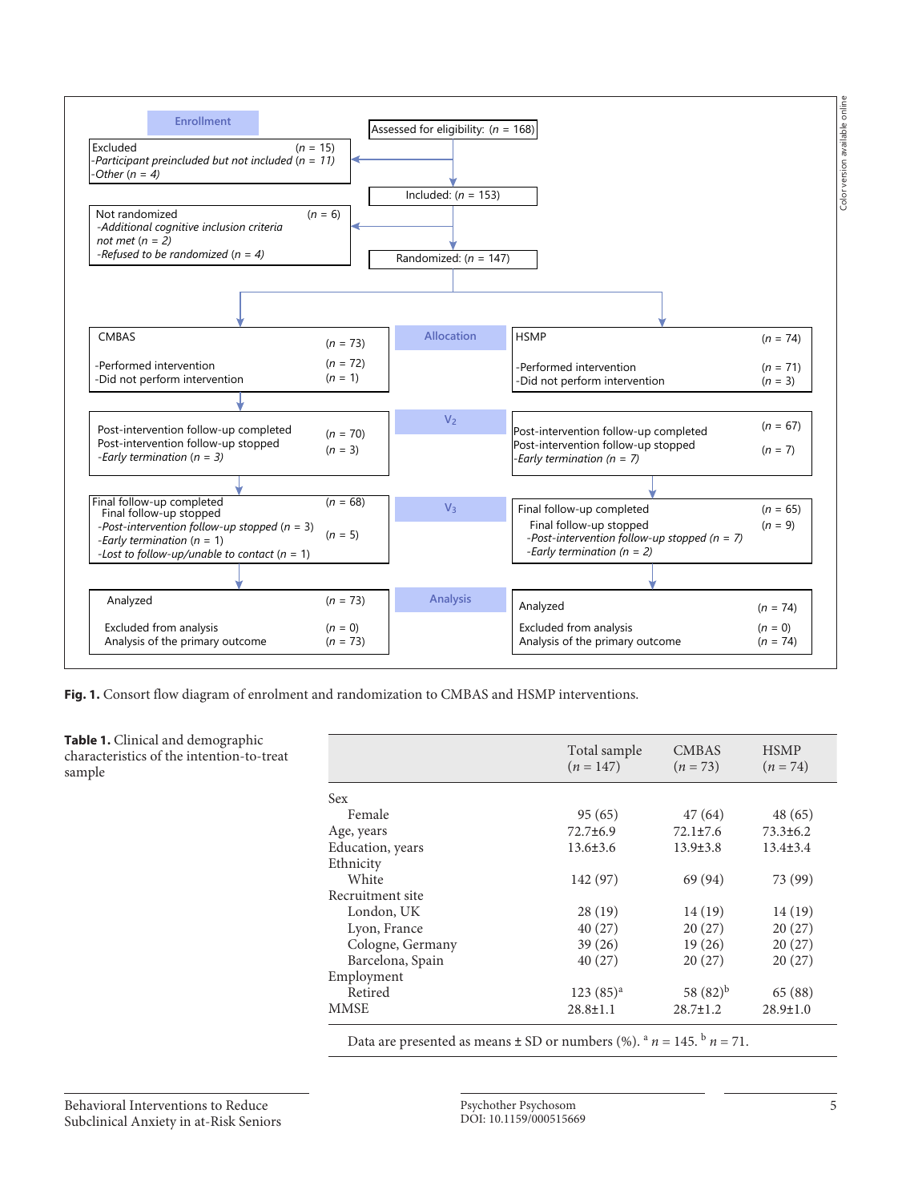**Enrollment**

Assessed for eligibility: (*n* = 168)

Excluded (*n* = 15)
- *Participant preincluded but not included (n = 11)*
- *Other (n = 4)*

Included: (*n* = 153)

Not randomized (*n* = 6)
- *Additional cognitive inclusion criteria not met (n = 2)*
- *Refused to be randomized (n = 4)*

Randomized: (*n* = 147)

**Allocation**

| CMBAS | | HSMP | |
|---|---|---|---|
| CMBAS | (*n* = 73) | HSMP | (*n* = 74) |
| -Performed intervention | (*n* = 72) | -Performed intervention | (*n* = 71) |
| -Did not perform intervention | (*n* = 1) | -Did not perform intervention | (*n* = 3) |

**$V_2$**

| CMBAS | | HSMP | |
|---|---|---|---|
| Post-intervention follow-up completed | (*n* = 70) | Post-intervention follow-up completed | (*n* = 67) |
| Post-intervention follow-up stopped | (*n* = 3) | Post-intervention follow-up stopped | (*n* = 7) |
| *-Early termination (n = 3)* | | *-Early termination (n = 7)* | |

**$V_3$**

| CMBAS | | HSMP | |
|---|---|---|---|
| Final follow-up completed | (*n* = 68) | Final follow-up completed | (*n* = 65) |
| Final follow-up stopped | (*n* = 5) | Final follow-up stopped | (*n* = 9) |
| *-Post-intervention follow-up stopped (n = 3)* | | *-Post-intervention follow-up stopped (n = 7)* | |
| *-Early termination (n = 1)* | | *-Early termination (n = 2)* | |
| *-Lost to follow-up/unable to contact (n = 1)* | | | |

**Analysis**

| CMBAS | | HSMP | |
|---|---|---|---|
| Analyzed | (*n* = 73) | Analyzed | (*n* = 74) |
| Excluded from analysis | (*n* = 0) | Excluded from analysis | (*n* = 0) |
| Analysis of the primary outcome | (*n* = 73) | Analysis of the primary outcome | (*n* = 74) |

**Fig. 1.** Consort flow diagram of enrolment and randomization to CMBAS and HSMP interventions.

**Table 1.** Clinical and demographic characteristics of the intention-to-treat sample

| | Total sample (*n* = 147) | CMBAS (*n* = 73) | HSMP (*n* = 74) |
|---|---|---|---|
| Sex | | | |
| Female | 95 (65) | 47 (64) | 48 (65) |
| Age, years | 72.7±6.9 | 72.1±7.6 | 73.3±6.2 |
| Education, years | 13.6±3.6 | 13.9±3.8 | 13.4±3.4 |
| Ethnicity | | | |
| White | 142 (97) | 69 (94) | 73 (99) |
| Recruitment site | | | |
| London, UK | 28 (19) | 14 (19) | 14 (19) |
| Lyon, France | 40 (27) | 20 (27) | 20 (27) |
| Cologne, Germany | 39 (26) | 19 (26) | 20 (27) |
| Barcelona, Spain | 40 (27) | 20 (27) | 20 (27) |
| Employment | | | |
| Retired | 123 (85)[a] | 58 (82)[b] | 65 (88) |
| MMSE | 28.8±1.1 | 28.7±1.2 | 28.9±1.0 |

Data are presented as means ± SD or numbers (%). [a] *n* = 145. [b] *n* = 71.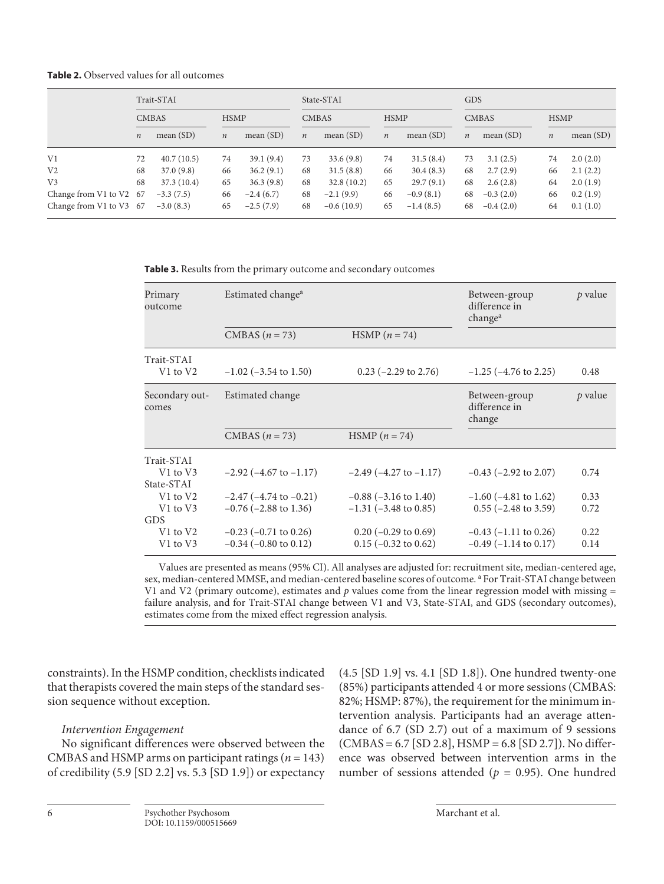**Table 2.** Observed values for all outcomes

| | Trait-STAI | | | | State-STAI | | | | GDS | | | |
|---|---|---|---|---|---|---|---|---|---|---|---|---|
| | CMBAS | | HSMP | | CMBAS | | HSMP | | CMBAS | | HSMP | |
| | *n* | mean (SD) | *n* | mean (SD) | *n* | mean (SD) | *n* | mean (SD) | *n* | mean (SD) | *n* | mean (SD) |
| V1 | 72 | 40.7 (10.5) | 74 | 39.1 (9.4) | 73 | 33.6 (9.8) | 74 | 31.5 (8.4) | 73 | 3.1 (2.5) | 74 | 2.0 (2.0) |
| V2 | 68 | 37.0 (9.8) | 66 | 36.2 (9.1) | 68 | 31.5 (8.8) | 66 | 30.4 (8.3) | 68 | 2.7 (2.9) | 66 | 2.1 (2.2) |
| V3 | 68 | 37.3 (10.4) | 65 | 36.3 (9.8) | 68 | 32.8 (10.2) | 65 | 29.7 (9.1) | 68 | 2.6 (2.8) | 64 | 2.0 (1.9) |
| Change from V1 to V2 | 67 | −3.3 (7.5) | 66 | −2.4 (6.7) | 68 | −2.1 (9.9) | 66 | −0.9 (8.1) | 68 | −0.3 (2.0) | 66 | 0.2 (1.9) |
| Change from V1 to V3 | 67 | −3.0 (8.3) | 65 | −2.5 (7.9) | 68 | −0.6 (10.9) | 65 | −1.4 (8.5) | 68 | −0.4 (2.0) | 64 | 0.1 (1.0) |

**Table 3.** Results from the primary outcome and secondary outcomes

| Primary outcome | Estimated change[a] | | Between-group difference in change[a] | *p* value |
|---|---|---|---|---|
| | CMBAS ($n = 73$) | HSMP ($n = 74$) | | |
| Trait-STAI | | | | |
| V1 to V2 | −1.02 (−3.54 to 1.50) | 0.23 (−2.29 to 2.76) | −1.25 (−4.76 to 2.25) | 0.48 |
| **Secondary outcomes** | **Estimated change** | | **Between-group difference in change** | ***p* value** |
| | CMBAS ($n = 73$) | HSMP ($n = 74$) | | |
| Trait-STAI | | | | |
| V1 to V3 | −2.92 (−4.67 to −1.17) | −2.49 (−4.27 to −1.17) | −0.43 (−2.92 to 2.07) | 0.74 |
| State-STAI | | | | |
| V1 to V2 | −2.47 (−4.74 to −0.21) | −0.88 (−3.16 to 1.40) | −1.60 (−4.81 to 1.62) | 0.33 |
| V1 to V3 | −0.76 (−2.88 to 1.36) | −1.31 (−3.48 to 0.85) | 0.55 (−2.48 to 3.59) | 0.72 |
| GDS | | | | |
| V1 to V2 | −0.23 (−0.71 to 0.26) | 0.20 (−0.29 to 0.69) | −0.43 (−1.11 to 0.26) | 0.22 |
| V1 to V3 | −0.34 (−0.80 to 0.12) | 0.15 (−0.32 to 0.62) | −0.49 (−1.14 to 0.17) | 0.14 |

Values are presented as means (95% CI). All analyses are adjusted for: recruitment site, median-centered age, sex, median-centered MMSE, and median-centered baseline scores of outcome. [a] For Trait-STAI change between V1 and V2 (primary outcome), estimates and *p* values come from the linear regression model with missing = failure analysis, and for Trait-STAI change between V1 and V3, State-STAI, and GDS (secondary outcomes), estimates come from the mixed effect regression analysis.

constraints). In the HSMP condition, checklists indicated that therapists covered the main steps of the standard session sequence without exception.

*Intervention Engagement*

No significant differences were observed between the CMBAS and HSMP arms on participant ratings ($n = 143$) of credibility (5.9 [SD 2.2] vs. 5.3 [SD 1.9]) or expectancy (4.5 [SD 1.9] vs. 4.1 [SD 1.8]). One hundred twenty-one (85%) participants attended 4 or more sessions (CMBAS: 82%; HSMP: 87%), the requirement for the minimum intervention analysis. Participants had an average attendance of 6.7 (SD 2.7) out of a maximum of 9 sessions (CMBAS = 6.7 [SD 2.8], HSMP = 6.8 [SD 2.7]). No difference was observed between intervention arms in the number of sessions attended ($p = 0.95$). One hundred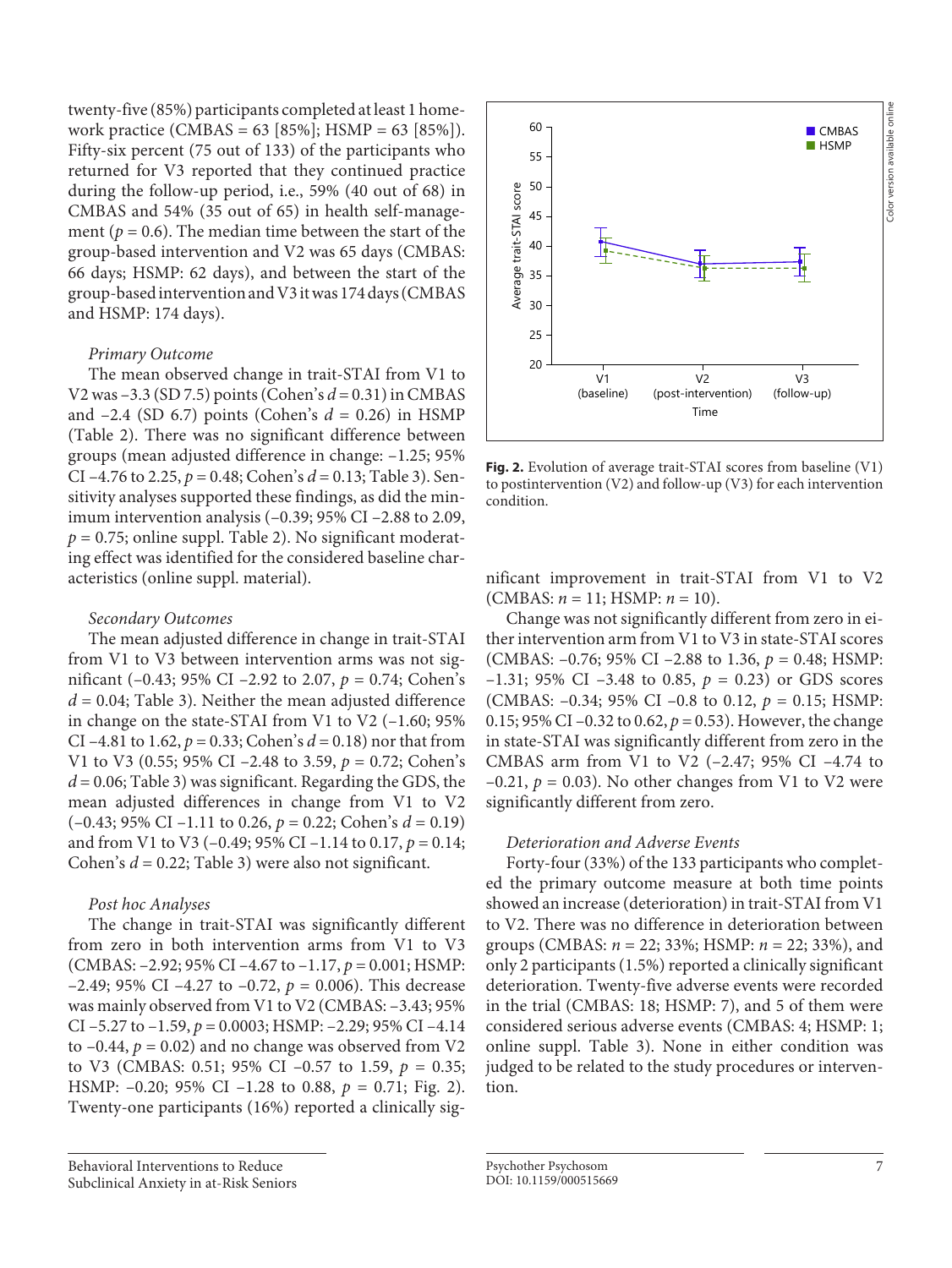twenty-five (85%) participants completed at least 1 homework practice (CMBAS = 63 [85%]; HSMP = 63 [85%]). Fifty-six percent (75 out of 133) of the participants who returned for V3 reported that they continued practice during the follow-up period, i.e., 59% (40 out of 68) in CMBAS and 54% (35 out of 65) in health self-management ($p = 0.6$). The median time between the start of the group-based intervention and V2 was 65 days (CMBAS: 66 days; HSMP: 62 days), and between the start of the group-based intervention and V3 it was 174 days (CMBAS and HSMP: 174 days).

### *Primary Outcome*

The mean observed change in trait-STAI from V1 to V2 was –3.3 (SD 7.5) points (Cohen's $d = 0.31$) in CMBAS and –2.4 (SD 6.7) points (Cohen's $d = 0.26$) in HSMP (Table 2). There was no significant difference between groups (mean adjusted difference in change: –1.25; 95% CI –4.76 to 2.25, $p = 0.48$; Cohen's $d = 0.13$; Table 3). Sensitivity analyses supported these findings, as did the minimum intervention analysis (–0.39; 95% CI –2.88 to 2.09, $p = 0.75$; online suppl. Table 2). No significant moderating effect was identified for the considered baseline characteristics (online suppl. material).

### *Secondary Outcomes*

The mean adjusted difference in change in trait-STAI from V1 to V3 between intervention arms was not significant (–0.43; 95% CI –2.92 to 2.07, $p = 0.74$; Cohen's $d = 0.04$; Table 3). Neither the mean adjusted difference in change on the state-STAI from V1 to V2 (–1.60; 95% CI –4.81 to 1.62, $p = 0.33$; Cohen's $d = 0.18$) nor that from V1 to V3 (0.55; 95% CI –2.48 to 3.59, $p = 0.72$; Cohen's $d = 0.06$; Table 3) was significant. Regarding the GDS, the mean adjusted differences in change from V1 to V2 (–0.43; 95% CI –1.11 to 0.26, $p = 0.22$; Cohen's $d = 0.19$) and from V1 to V3 (–0.49; 95% CI –1.14 to 0.17, $p = 0.14$; Cohen's $d = 0.22$; Table 3) were also not significant.

### *Post hoc Analyses*

The change in trait-STAI was significantly different from zero in both intervention arms from V1 to V3 (CMBAS: –2.92; 95% CI –4.67 to –1.17, $p = 0.001$; HSMP: –2.49; 95% CI –4.27 to –0.72, $p = 0.006$). This decrease was mainly observed from V1 to V2 (CMBAS: –3.43; 95% CI –5.27 to –1.59, $p = 0.0003$; HSMP: –2.29; 95% CI –4.14 to –0.44, $p = 0.02$) and no change was observed from V2 to V3 (CMBAS: 0.51; 95% CI –0.57 to 1.59, $p = 0.35$; HSMP: –0.20; 95% CI –1.28 to 0.88, $p = 0.71$; Fig. 2). Twenty-one participants (16%) reported a clinically significant improvement in trait-STAI from V1 to V2 (CMBAS: $n = 11$; HSMP: $n = 10$).

**Fig. 2.** Evolution of average trait-STAI scores from baseline (V1) to postintervention (V2) and follow-up (V3) for each intervention condition.

Change was not significantly different from zero in either intervention arm from V1 to V3 in state-STAI scores (CMBAS: –0.76; 95% CI –2.88 to 1.36, $p = 0.48$; HSMP: –1.31; 95% CI –3.48 to 0.85, $p = 0.23$) or GDS scores (CMBAS: –0.34; 95% CI –0.8 to 0.12, $p = 0.15$; HSMP: 0.15; 95% CI –0.32 to 0.62, $p = 0.53$). However, the change in state-STAI was significantly different from zero in the CMBAS arm from V1 to V2 (–2.47; 95% CI –4.74 to –0.21, $p = 0.03$). No other changes from V1 to V2 were significantly different from zero.

### *Deterioration and Adverse Events*

Forty-four (33%) of the 133 participants who completed the primary outcome measure at both time points showed an increase (deterioration) in trait-STAI from V1 to V2. There was no difference in deterioration between groups (CMBAS: $n = 22$; 33%; HSMP: $n = 22$; 33%), and only 2 participants (1.5%) reported a clinically significant deterioration. Twenty-five adverse events were recorded in the trial (CMBAS: 18; HSMP: 7), and 5 of them were considered serious adverse events (CMBAS: 4; HSMP: 1; online suppl. Table 3). None in either condition was judged to be related to the study procedures or intervention.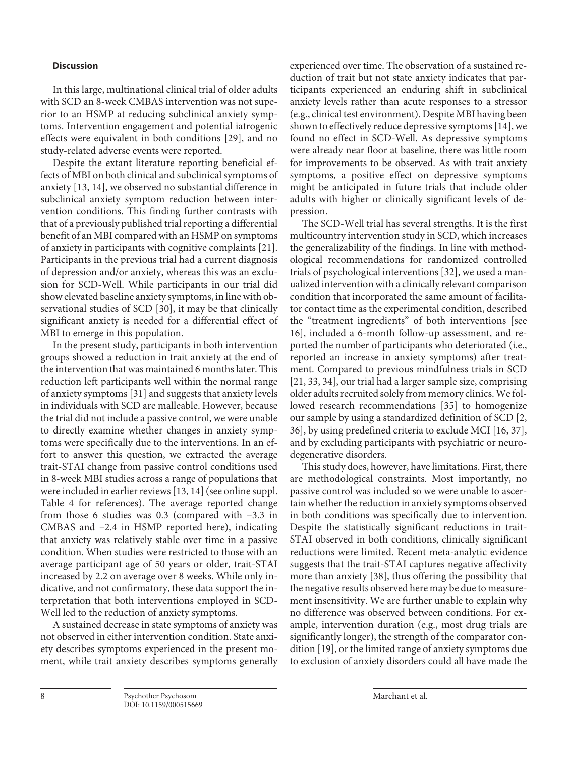## Discussion

In this large, multinational clinical trial of older adults with SCD an 8-week CMBAS intervention was not superior to an HSMP at reducing subclinical anxiety symptoms. Intervention engagement and potential iatrogenic effects were equivalent in both conditions [29], and no study-related adverse events were reported.

Despite the extant literature reporting beneficial effects of MBI on both clinical and subclinical symptoms of anxiety [13, 14], we observed no substantial difference in subclinical anxiety symptom reduction between intervention conditions. This finding further contrasts with that of a previously published trial reporting a differential benefit of an MBI compared with an HSMP on symptoms of anxiety in participants with cognitive complaints [21]. Participants in the previous trial had a current diagnosis of depression and/or anxiety, whereas this was an exclusion for SCD-Well. While participants in our trial did show elevated baseline anxiety symptoms, in line with observational studies of SCD [30], it may be that clinically significant anxiety is needed for a differential effect of MBI to emerge in this population.

In the present study, participants in both intervention groups showed a reduction in trait anxiety at the end of the intervention that was maintained 6 months later. This reduction left participants well within the normal range of anxiety symptoms [31] and suggests that anxiety levels in individuals with SCD are malleable. However, because the trial did not include a passive control, we were unable to directly examine whether changes in anxiety symptoms were specifically due to the interventions. In an effort to answer this question, we extracted the average trait-STAI change from passive control conditions used in 8-week MBI studies across a range of populations that were included in earlier reviews [13, 14] (see online suppl. Table 4 for references). The average reported change from those 6 studies was 0.3 (compared with –3.3 in CMBAS and –2.4 in HSMP reported here), indicating that anxiety was relatively stable over time in a passive condition. When studies were restricted to those with an average participant age of 50 years or older, trait-STAI increased by 2.2 on average over 8 weeks. While only indicative, and not confirmatory, these data support the interpretation that both interventions employed in SCD-Well led to the reduction of anxiety symptoms.

A sustained decrease in state symptoms of anxiety was not observed in either intervention condition. State anxiety describes symptoms experienced in the present moment, while trait anxiety describes symptoms generally experienced over time. The observation of a sustained reduction of trait but not state anxiety indicates that participants experienced an enduring shift in subclinical anxiety levels rather than acute responses to a stressor (e.g., clinical test environment). Despite MBI having been shown to effectively reduce depressive symptoms [14], we found no effect in SCD-Well. As depressive symptoms were already near floor at baseline, there was little room for improvements to be observed. As with trait anxiety symptoms, a positive effect on depressive symptoms might be anticipated in future trials that include older adults with higher or clinically significant levels of depression.

The SCD-Well trial has several strengths. It is the first multicountry intervention study in SCD, which increases the generalizability of the findings. In line with methodological recommendations for randomized controlled trials of psychological interventions [32], we used a manualized intervention with a clinically relevant comparison condition that incorporated the same amount of facilitator contact time as the experimental condition, described the "treatment ingredients" of both interventions [see 16], included a 6-month follow-up assessment, and reported the number of participants who deteriorated (i.e., reported an increase in anxiety symptoms) after treatment. Compared to previous mindfulness trials in SCD [21, 33, 34], our trial had a larger sample size, comprising older adults recruited solely from memory clinics. We followed research recommendations [35] to homogenize our sample by using a standardized definition of SCD [2, 36], by using predefined criteria to exclude MCI [16, 37], and by excluding participants with psychiatric or neurodegenerative disorders.

This study does, however, have limitations. First, there are methodological constraints. Most importantly, no passive control was included so we were unable to ascertain whether the reduction in anxiety symptoms observed in both conditions was specifically due to intervention. Despite the statistically significant reductions in trait-STAI observed in both conditions, clinically significant reductions were limited. Recent meta-analytic evidence suggests that the trait-STAI captures negative affectivity more than anxiety [38], thus offering the possibility that the negative results observed here may be due to measurement insensitivity. We are further unable to explain why no difference was observed between conditions. For example, intervention duration (e.g., most drug trials are significantly longer), the strength of the comparator condition [19], or the limited range of anxiety symptoms due to exclusion of anxiety disorders could all have made the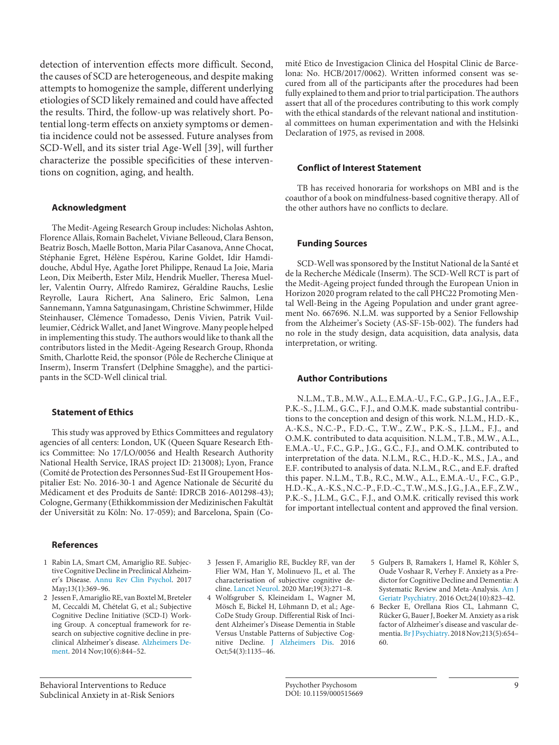detection of intervention effects more difficult. Second, the causes of SCD are heterogeneous, and despite making attempts to homogenize the sample, different underlying etiologies of SCD likely remained and could have affected the results. Third, the follow-up was relatively short. Potential long-term effects on anxiety symptoms or dementia incidence could not be assessed. Future analyses from SCD-Well, and its sister trial Age-Well [39], will further characterize the possible specificities of these interventions on cognition, aging, and health.

### Acknowledgment

The Medit-Ageing Research Group includes: Nicholas Ashton, Florence Allais, Romain Bachelet, Viviane Belleoud, Clara Benson, Beatriz Bosch, Maelle Botton, Maria Pilar Casanova, Anne Chocat, Stéphanie Egret, Hélène Espérou, Karine Goldet, Idir Hamdidouche, Abdul Hye, Agathe Joret Philippe, Renaud La Joie, Maria Leon, Dix Meiberth, Ester Milz, Hendrik Mueller, Theresa Mueller, Valentin Ourry, Alfredo Ramirez, Géraldine Rauchs, Leslie Reyrolle, Laura Richert, Ana Salinero, Eric Salmon, Lena Sannemann, Yamna Satgunasingam, Christine Schwimmer, Hilde Steinhauser, Clémence Tomadesso, Denis Vivien, Patrik Vuilleumier, Cédrick Wallet, and Janet Wingrove. Many people helped in implementing this study. The authors would like to thank all the contributors listed in the Medit-Ageing Research Group, Rhonda Smith, Charlotte Reid, the sponsor (Pôle de Recherche Clinique at Inserm), Inserm Transfert (Delphine Smagghe), and the participants in the SCD-Well clinical trial.

### Statement of Ethics

This study was approved by Ethics Committees and regulatory agencies of all centers: London, UK (Queen Square Research Ethics Committee: No 17/LO/0056 and Health Research Authority National Health Service, IRAS project ID: 213008); Lyon, France (Comité de Protection des Personnes Sud-Est II Groupement Hospitalier Est: No. 2016-30-1 and Agence Nationale de Sécurité du Médicament et des Produits de Santé: IDRCB 2016-A01298-43); Cologne, Germany (Ethikkommission der Medizinischen Fakultät der Universität zu Köln: No. 17-059); and Barcelona, Spain (Comité Etico de Investigacion Clinica del Hospital Clinic de Barcelona: No. HCB/2017/0062). Written informed consent was secured from all of the participants after the procedures had been fully explained to them and prior to trial participation. The authors assert that all of the procedures contributing to this work comply with the ethical standards of the relevant national and institutional committees on human experimentation and with the Helsinki Declaration of 1975, as revised in 2008.

### Conflict of Interest Statement

TB has received honoraria for workshops on MBI and is the coauthor of a book on mindfulness-based cognitive therapy. All of the other authors have no conflicts to declare.

### Funding Sources

SCD-Well was sponsored by the Institut National de la Santé et de la Recherche Médicale (Inserm). The SCD-Well RCT is part of the Medit-Ageing project funded through the European Union in Horizon 2020 program related to the call PHC22 Promoting Mental Well-Being in the Ageing Population and under grant agreement No. 667696. N.L.M. was supported by a Senior Fellowship from the Alzheimer's Society (AS-SF-15b-002). The funders had no role in the study design, data acquisition, data analysis, data interpretation, or writing.

### Author Contributions

N.L.M., T.B., M.W., A.L., E.M.A.-U., F.C., G.P., J.G., J.A., E.F., P.K.-S., J.L.M., G.C., F.J., and O.M.K. made substantial contributions to the conception and design of this work. N.L.M., H.D.-K., A.-K.S., N.C.-P., F.D.-C., T.W., Z.W., P.K.-S., J.L.M., F.J., and O.M.K. contributed to data acquisition. N.L.M., T.B., M.W., A.L., E.M.A.-U., F.C., G.P., J.G., G.C., F.J., and O.M.K. contributed to interpretation of the data. N.L.M., R.C., H.D.-K., M.S., J.A., and E.F. contributed to analysis of data. N.L.M., R.C., and E.F. drafted this paper. N.L.M., T.B., R.C., M.W., A.L., E.M.A.-U., F.C., G.P., H.D.-K., A.-K.S., N.C.-P., F.D.-C., T.W., M.S., J.G., J.A., E.F., Z.W., P.K.-S., J.L.M., G.C., F.J., and O.M.K. critically revised this work for important intellectual content and approved the final version.

## References

1. Rabin LA, Smart CM, Amariglio RE. Subjective Cognitive Decline in Preclinical Alzheimer's Disease. Annu Rev Clin Psychol. 2017 May;13(1):369–96.
2. Jessen F, Amariglio RE, van Boxtel M, Breteler M, Ceccaldi M, Chételat G, et al.; Subjective Cognitive Decline Initiative (SCD-I) Working Group. A conceptual framework for research on subjective cognitive decline in preclinical Alzheimer's disease. Alzheimers Dement. 2014 Nov;10(6):844–52.
3. Jessen F, Amariglio RE, Buckley RF, van der Flier WM, Han Y, Molinuevo JL, et al. The characterisation of subjective cognitive decline. Lancet Neurol. 2020 Mar;19(3):271–8.
4. Wolfsgruber S, Kleineidam L, Wagner M, Mösch E, Bickel H, Lühmann D, et al.; AgeCoDe Study Group. Differential Risk of Incident Alzheimer's Disease Dementia in Stable Versus Unstable Patterns of Subjective Cognitive Decline. J Alzheimers Dis. 2016 Oct;54(3):1135–46.
5. Gulpers B, Ramakers I, Hamel R, Köhler S, Oude Voshaar R, Verhey F. Anxiety as a Predictor for Cognitive Decline and Dementia: A Systematic Review and Meta-Analysis. Am J Geriatr Psychiatry. 2016 Oct;24(10):823–42.
6. Becker E, Orellana Rios CL, Lahmann C, Rücker G, Bauer J, Boeker M. Anxiety as a risk factor of Alzheimer's disease and vascular dementia. Br J Psychiatry. 2018 Nov;213(5):654–60.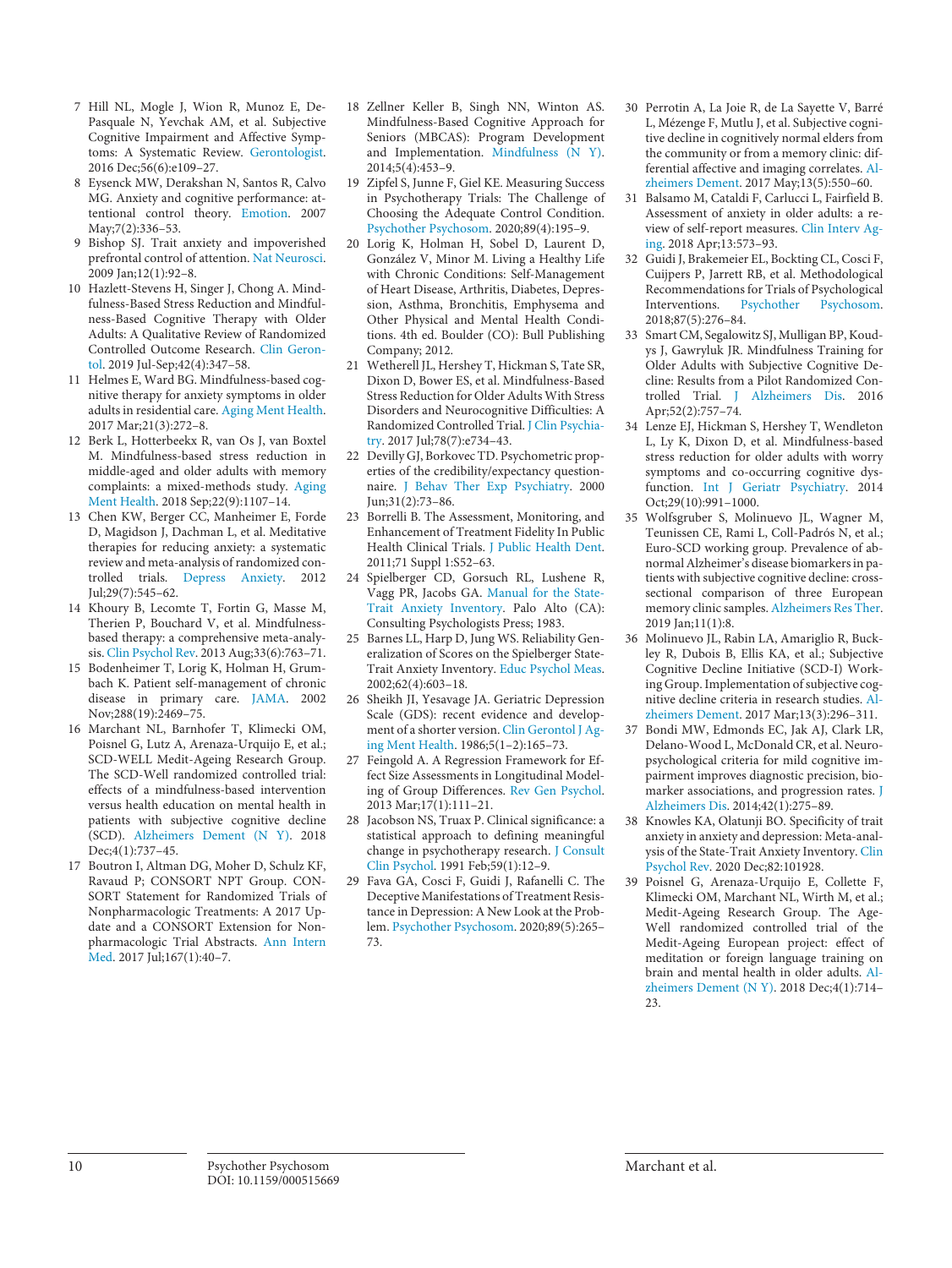7 Hill NL, Mogle J, Wion R, Munoz E, DePasquale N, Yevchak AM, et al. Subjective Cognitive Impairment and Affective Symptoms: A Systematic Review. Gerontologist. 2016 Dec;56(6):e109–27.

8 Eysenck MW, Derakshan N, Santos R, Calvo MG. Anxiety and cognitive performance: attentional control theory. Emotion. 2007 May;7(2):336–53.

9 Bishop SJ. Trait anxiety and impoverished prefrontal control of attention. Nat Neurosci. 2009 Jan;12(1):92–8.

10 Hazlett-Stevens H, Singer J, Chong A. Mindfulness-Based Stress Reduction and Mindfulness-Based Cognitive Therapy with Older Adults: A Qualitative Review of Randomized Controlled Outcome Research. Clin Gerontol. 2019 Jul-Sep;42(4):347–58.

11 Helmes E, Ward BG. Mindfulness-based cognitive therapy for anxiety symptoms in older adults in residential care. Aging Ment Health. 2017 Mar;21(3):272–8.

12 Berk L, Hotterbeekx R, van Os J, van Boxtel M. Mindfulness-based stress reduction in middle-aged and older adults with memory complaints: a mixed-methods study. Aging Ment Health. 2018 Sep;22(9):1107–14.

13 Chen KW, Berger CC, Manheimer E, Forde D, Magidson J, Dachman L, et al. Meditative therapies for reducing anxiety: a systematic review and meta-analysis of randomized controlled trials. Depress Anxiety. 2012 Jul;29(7):545–62.

14 Khoury B, Lecomte T, Fortin G, Masse M, Therien P, Bouchard V, et al. Mindfulness-based therapy: a comprehensive meta-analysis. Clin Psychol Rev. 2013 Aug;33(6):763–71.

15 Bodenheimer T, Lorig K, Holman H, Grumbach K. Patient self-management of chronic disease in primary care. JAMA. 2002 Nov;288(19):2469–75.

16 Marchant NL, Barnhofer T, Klimecki OM, Poisnel G, Lutz A, Arenaza-Urquijo E, et al.; SCD-WELL Medit-Ageing Research Group. The SCD-Well randomized controlled trial: effects of a mindfulness-based intervention versus health education on mental health in patients with subjective cognitive decline (SCD). Alzheimers Dement (N Y). 2018 Dec;4(1):737–45.

17 Boutron I, Altman DG, Moher D, Schulz KF, Ravaud P; CONSORT NPT Group. CONSORT Statement for Randomized Trials of Nonpharmacologic Treatments: A 2017 Update and a CONSORT Extension for Nonpharmacologic Trial Abstracts. Ann Intern Med. 2017 Jul;167(1):40–7.

18 Zellner Keller B, Singh NN, Winton AS. Mindfulness-Based Cognitive Approach for Seniors (MBCAS): Program Development and Implementation. Mindfulness (N Y). 2014;5(4):453–9.

19 Zipfel S, Junne F, Giel KE. Measuring Success in Psychotherapy Trials: The Challenge of Choosing the Adequate Control Condition. Psychother Psychosom. 2020;89(4):195–9.

20 Lorig K, Holman H, Sobel D, Laurent D, González V, Minor M. Living a Healthy Life with Chronic Conditions: Self-Management of Heart Disease, Arthritis, Diabetes, Depression, Asthma, Bronchitis, Emphysema and Other Physical and Mental Health Conditions. 4th ed. Boulder (CO): Bull Publishing Company; 2012.

21 Wetherell JL, Hershey T, Hickman S, Tate SR, Dixon D, Bower ES, et al. Mindfulness-Based Stress Reduction for Older Adults With Stress Disorders and Neurocognitive Difficulties: A Randomized Controlled Trial. J Clin Psychiatry. 2017 Jul;78(7):e734–43.

22 Devilly GJ, Borkovec TD. Psychometric properties of the credibility/expectancy questionnaire. J Behav Ther Exp Psychiatry. 2000 Jun;31(2):73–86.

23 Borrelli B. The Assessment, Monitoring, and Enhancement of Treatment Fidelity In Public Health Clinical Trials. J Public Health Dent. 2011;71 Suppl 1:S52–63.

24 Spielberger CD, Gorsuch RL, Lushene R, Vagg PR, Jacobs GA. Manual for the State-Trait Anxiety Inventory. Palo Alto (CA): Consulting Psychologists Press; 1983.

25 Barnes LL, Harp D, Jung WS. Reliability Generalization of Scores on the Spielberger State-Trait Anxiety Inventory. Educ Psychol Meas. 2002;62(4):603–18.

26 Sheikh JI, Yesavage JA. Geriatric Depression Scale (GDS): recent evidence and development of a shorter version. Clin Gerontol J Aging Ment Health. 1986;5(1–2):165–73.

27 Feingold A. A Regression Framework for Effect Size Assessments in Longitudinal Modeling of Group Differences. Rev Gen Psychol. 2013 Mar;17(1):111–21.

28 Jacobson NS, Truax P. Clinical significance: a statistical approach to defining meaningful change in psychotherapy research. J Consult Clin Psychol. 1991 Feb;59(1):12–9.

29 Fava GA, Cosci F, Guidi J, Rafanelli C. The Deceptive Manifestations of Treatment Resistance in Depression: A New Look at the Problem. Psychother Psychosom. 2020;89(5):265–73.

30 Perrotin A, La Joie R, de La Sayette V, Barré L, Mézenge F, Mutlu J, et al. Subjective cognitive decline in cognitively normal elders from the community or from a memory clinic: differential affective and imaging correlates. Alzheimers Dement. 2017 May;13(5):550–60.

31 Balsamo M, Cataldi F, Carlucci L, Fairfield B. Assessment of anxiety in older adults: a review of self-report measures. Clin Interv Aging. 2018 Apr;13:573–93.

32 Guidi J, Brakemeier EL, Bockting CL, Cosci F, Cuijpers P, Jarrett RB, et al. Methodological Recommendations for Trials of Psychological Interventions. Psychother Psychosom. 2018;87(5):276–84.

33 Smart CM, Segalowitz SJ, Mulligan BP, Koudys J, Gawryluk JR. Mindfulness Training for Older Adults with Subjective Cognitive Decline: Results from a Pilot Randomized Controlled Trial. J Alzheimers Dis. 2016 Apr;52(2):757–74.

34 Lenze EJ, Hickman S, Hershey T, Wendleton L, Ly K, Dixon D, et al. Mindfulness-based stress reduction for older adults with worry symptoms and co-occurring cognitive dysfunction. Int J Geriatr Psychiatry. 2014 Oct;29(10):991–1000.

35 Wolfsgruber S, Molinuevo JL, Wagner M, Teunissen CE, Rami L, Coll-Padrós N, et al.; Euro-SCD working group. Prevalence of abnormal Alzheimer's disease biomarkers in patients with subjective cognitive decline: cross-sectional comparison of three European memory clinic samples. Alzheimers Res Ther. 2019 Jan;11(1):8.

36 Molinuevo JL, Rabin LA, Amariglio R, Buckley R, Dubois B, Ellis KA, et al.; Subjective Cognitive Decline Initiative (SCD-I) Working Group. Implementation of subjective cognitive decline criteria in research studies. Alzheimers Dement. 2017 Mar;13(3):296–311.

37 Bondi MW, Edmonds EC, Jak AJ, Clark LR, Delano-Wood L, McDonald CR, et al. Neuropsychological criteria for mild cognitive impairment improves diagnostic precision, biomarker associations, and progression rates. J Alzheimers Dis. 2014;42(1):275–89.

38 Knowles KA, Olatunji BO. Specificity of trait anxiety in anxiety and depression: Meta-analysis of the State-Trait Anxiety Inventory. Clin Psychol Rev. 2020 Dec;82:101928.

39 Poisnel G, Arenaza-Urquijo E, Collette F, Klimecki OM, Marchant NL, Wirth M, et al.; Medit-Ageing Research Group. The Age-Well randomized controlled trial of the Medit-Ageing European project: effect of meditation or foreign language training on brain and mental health in older adults. Alzheimers Dement (N Y). 2018 Dec;4(1):714–23.